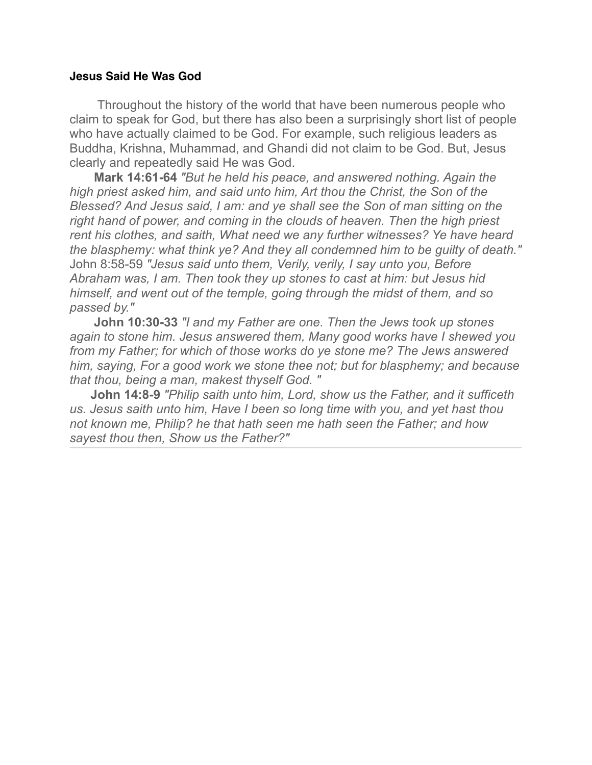**Jesus Said He Was God**

Throughout the history of the world that have been numerous people who claim to speak for God, but there has also been a surprisingly short list of people who have actually claimed to be God. For example, such religious leaders as Buddha, Krishna, Muhammad, and Ghandi did not claim to be God. But, Jesus clearly and repeatedly said He was God.

**Mark 14:61-64** *"But he held his peace, and answered nothing. Again the high priest asked him, and said unto him, Art thou the Christ, the Son of the Blessed? And Jesus said, I am: and ye shall see the Son of man sitting on the right hand of power, and coming in the clouds of heaven. Then the high priest rent his clothes, and saith, What need we any further witnesses? Ye have heard the blasphemy: what think ye? And they all condemned him to be guilty of death."* John 8:58-59 *"Jesus said unto them, Verily, verily, I say unto you, Before Abraham was, I am. Then took they up stones to cast at him: but Jesus hid himself, and went out of the temple, going through the midst of them, and so passed by."*

**John 10:30-33** *"I and my Father are one. Then the Jews took up stones again to stone him. Jesus answered them, Many good works have I shewed you from my Father; for which of those works do ye stone me? The Jews answered him, saying, For a good work we stone thee not; but for blasphemy; and because that thou, being a man, makest thyself God. "*

**John 14:8-9** *"Philip saith unto him, Lord, show us the Father, and it sufficeth us. Jesus saith unto him, Have I been so long time with you, and yet hast thou not known me, Philip? he that hath seen me hath seen the Father; and how sayest thou then, Show us the Father?"*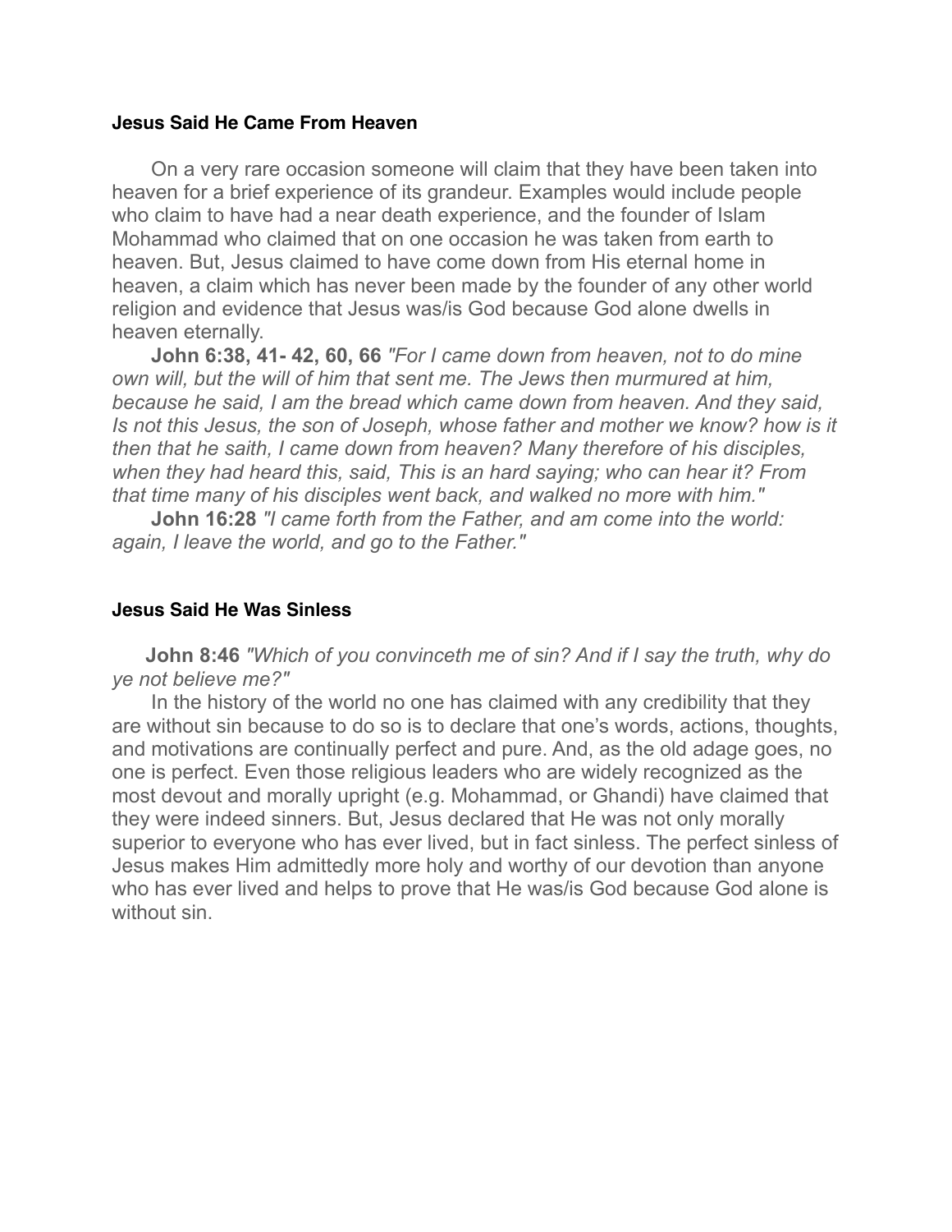**Jesus Said He Came From Heaven**

On a very rare occasion someone will claim that they have been taken into heaven for a brief experience of its grandeur. Examples would include people who claim to have had a near death experience, and the founder of Islam Mohammad who claimed that on one occasion he was taken from earth to heaven. But, Jesus claimed to have come down from His eternal home in heaven, a claim which has never been made by the founder of any other world religion and evidence that Jesus was/is God because God alone dwells in heaven eternally.

**John 6:38, 41- 42, 60, 66** *"For I came down from heaven, not to do mine own will, but the will of him that sent me. The Jews then murmured at him, because he said, I am the bread which came down from heaven. And they said, Is not this Jesus, the son of Joseph, whose father and mother we know? how is it then that he saith, I came down from heaven? Many therefore of his disciples, when they had heard this, said, This is an hard saying; who can hear it? From that time many of his disciples went back, and walked no more with him."*

**John 16:28** *"I came forth from the Father, and am come into the world: again, I leave the world, and go to the Father."*

**Jesus Said He Was Sinless**

**John 8:46** *"Which of you convinceth me of sin? And if I say the truth, why do ye not believe me?"*

In the history of the world no one has claimed with any credibility that they are without sin because to do so is to declare that one's words, actions, thoughts, and motivations are continually perfect and pure. And, as the old adage goes, no one is perfect. Even those religious leaders who are widely recognized as the most devout and morally upright (e.g. Mohammad, or Ghandi) have claimed that they were indeed sinners. But, Jesus declared that He was not only morally superior to everyone who has ever lived, but in fact sinless. The perfect sinless of Jesus makes Him admittedly more holy and worthy of our devotion than anyone who has ever lived and helps to prove that He was/is God because God alone is without sin.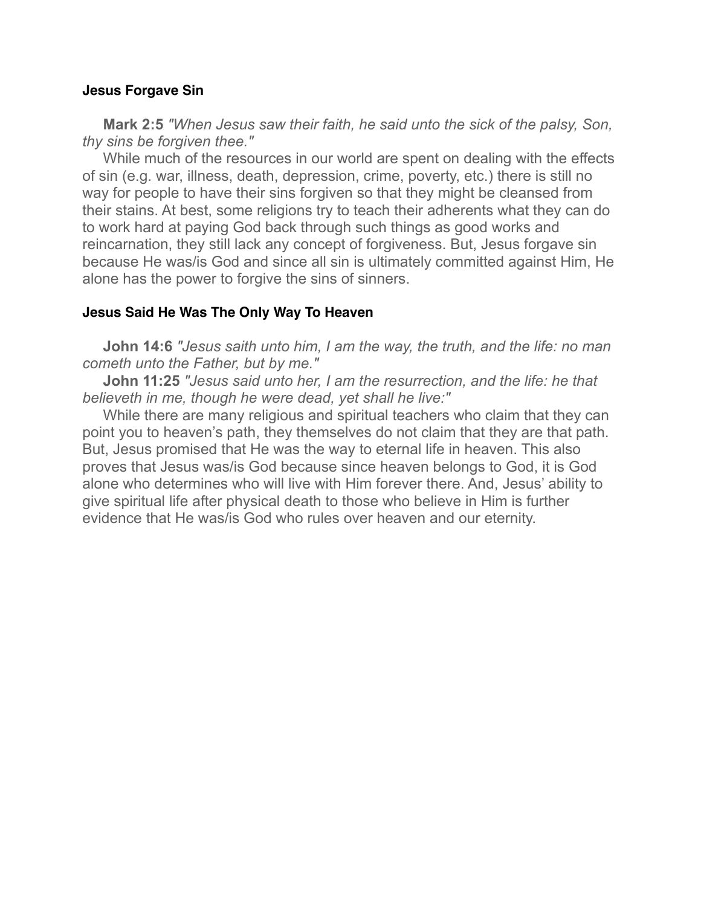### Jesus Forgave Sin

**Mark 2:5** *"When Jesus saw their faith, he said unto the sick of the palsy, Son, thy sins be forgiven thee."*

While much of the resources in our world are spent on dealing with the effects of sin (e.g. war, illness, death, depression, crime, poverty, etc.) there is still no way for people to have their sins forgiven so that they might be cleansed from their stains. At best, some religions try to teach their adherents what they can do to work hard at paying God back through such things as good works and reincarnation, they still lack any concept of forgiveness. But, Jesus forgave sin because He was/is God and since all sin is ultimately committed against Him, He alone has the power to forgive the sins of sinners.

### Jesus Said He Was The Only Way To Heaven

**John 14:6** *"Jesus saith unto him, I am the way, the truth, and the life: no man cometh unto the Father, but by me."*

**John 11:25** *"Jesus said unto her, I am the resurrection, and the life: he that believeth in me, though he were dead, yet shall he live:"*

While there are many religious and spiritual teachers who claim that they can point you to heaven's path, they themselves do not claim that they are that path. But, Jesus promised that He was the way to eternal life in heaven. This also proves that Jesus was/is God because since heaven belongs to God, it is God alone who determines who will live with Him forever there. And, Jesus' ability to give spiritual life after physical death to those who believe in Him is further evidence that He was/is God who rules over heaven and our eternity.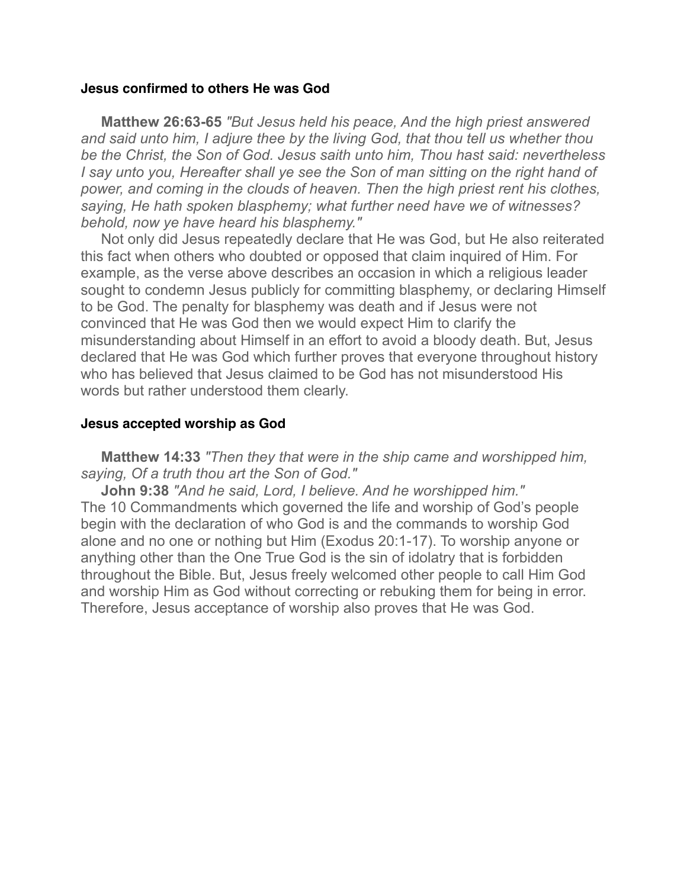### Jesus confirmed to others He was God

**Matthew 26:63-65** *"But Jesus held his peace, And the high priest answered and said unto him, I adjure thee by the living God, that thou tell us whether thou be the Christ, the Son of God. Jesus saith unto him, Thou hast said: nevertheless I say unto you, Hereafter shall ye see the Son of man sitting on the right hand of power, and coming in the clouds of heaven. Then the high priest rent his clothes, saying, He hath spoken blasphemy; what further need have we of witnesses? behold, now ye have heard his blasphemy."*

Not only did Jesus repeatedly declare that He was God, but He also reiterated this fact when others who doubted or opposed that claim inquired of Him. For example, as the verse above describes an occasion in which a religious leader sought to condemn Jesus publicly for committing blasphemy, or declaring Himself to be God. The penalty for blasphemy was death and if Jesus were not convinced that He was God then we would expect Him to clarify the misunderstanding about Himself in an effort to avoid a bloody death. But, Jesus declared that He was God which further proves that everyone throughout history who has believed that Jesus claimed to be God has not misunderstood His words but rather understood them clearly.

### Jesus accepted worship as God

**Matthew 14:33** *"Then they that were in the ship came and worshipped him, saying, Of a truth thou art the Son of God."*

**John 9:38** *"And he said, Lord, I believe. And he worshipped him."*

The 10 Commandments which governed the life and worship of God's people begin with the declaration of who God is and the commands to worship God alone and no one or nothing but Him (Exodus 20:1-17). To worship anyone or anything other than the One True God is the sin of idolatry that is forbidden throughout the Bible. But, Jesus freely welcomed other people to call Him God and worship Him as God without correcting or rebuking them for being in error. Therefore, Jesus acceptance of worship also proves that He was God.